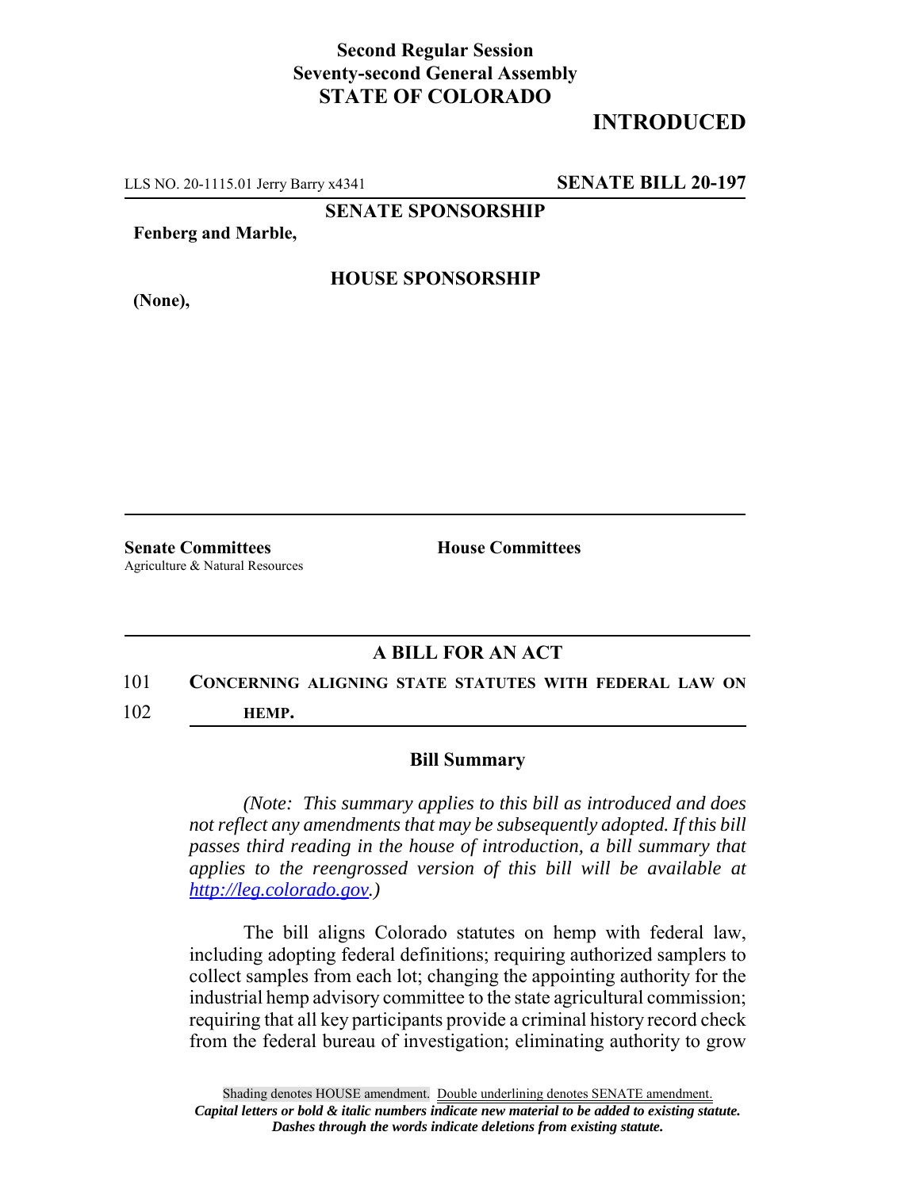**Second Regular Session**
**Seventy-second General Assembly**
**STATE OF COLORADO**

# INTRODUCED

LLS NO. 20-1115.01 Jerry Barry x4341 **SENATE BILL 20-197**

**SENATE SPONSORSHIP**

**Fenberg and Marble,**

**HOUSE SPONSORSHIP**

**(None),**

**Senate Committees**
Agriculture & Natural Resources

**House Committees**

## A BILL FOR AN ACT

101 **CONCERNING ALIGNING STATE STATUTES WITH FEDERAL LAW ON**
102 **HEMP.**

### Bill Summary

*(Note: This summary applies to this bill as introduced and does not reflect any amendments that may be subsequently adopted. If this bill passes third reading in the house of introduction, a bill summary that applies to the reengrossed version of this bill will be available at http://leg.colorado.gov.)*

The bill aligns Colorado statutes on hemp with federal law, including adopting federal definitions; requiring authorized samplers to collect samples from each lot; changing the appointing authority for the industrial hemp advisory committee to the state agricultural commission; requiring that all key participants provide a criminal history record check from the federal bureau of investigation; eliminating authority to grow

Shading denotes HOUSE amendment. Double underlining denotes SENATE amendment.
*Capital letters or bold & italic numbers indicate new material to be added to existing statute.*
*Dashes through the words indicate deletions from existing statute.*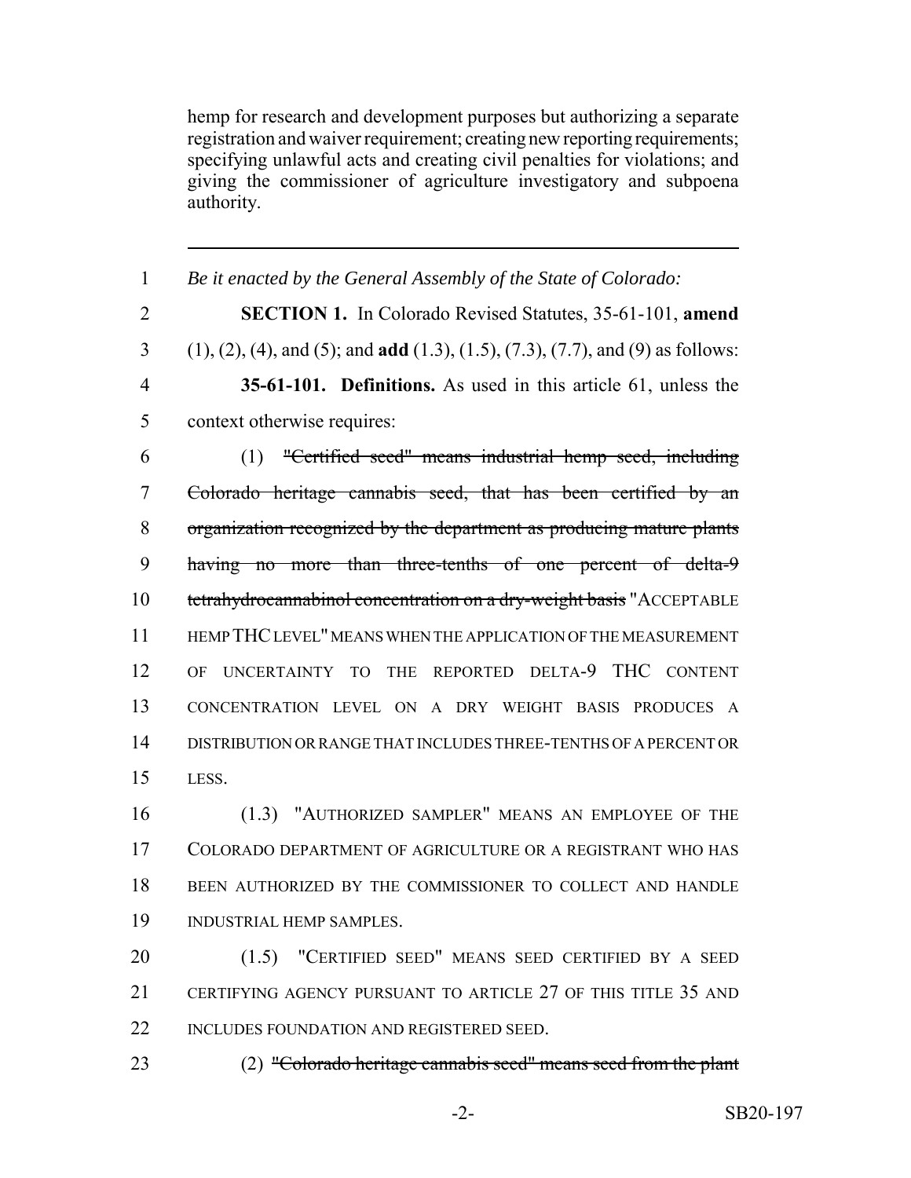hemp for research and development purposes but authorizing a separate registration and waiver requirement; creating new reporting requirements; specifying unlawful acts and creating civil penalties for violations; and giving the commissioner of agriculture investigatory and subpoena authority.

---

1 *Be it enacted by the General Assembly of the State of Colorado:*

2 **SECTION 1.** In Colorado Revised Statutes, 35-61-101, **amend**
3 (1), (2), (4), and (5); and **add** (1.3), (1.5), (7.3), (7.7), and (9) as follows:

4 **35-61-101. Definitions.** As used in this article 61, unless the
5 context otherwise requires:

6 (1) ~~"Certified seed" means industrial hemp seed, including~~
7 ~~Colorado heritage cannabis seed, that has been certified by an~~
8 ~~organization recognized by the department as producing mature plants~~
9 ~~having no more than three-tenths of one percent of delta-9~~
10 ~~tetrahydrocannabinol concentration on a dry-weight basis~~ "ACCEPTABLE
11 HEMP THC LEVEL" MEANS WHEN THE APPLICATION OF THE MEASUREMENT
12 OF UNCERTAINTY TO THE REPORTED DELTA-9 THC CONTENT
13 CONCENTRATION LEVEL ON A DRY WEIGHT BASIS PRODUCES A
14 DISTRIBUTION OR RANGE THAT INCLUDES THREE-TENTHS OF A PERCENT OR
15 LESS.

16 (1.3) "AUTHORIZED SAMPLER" MEANS AN EMPLOYEE OF THE
17 COLORADO DEPARTMENT OF AGRICULTURE OR A REGISTRANT WHO HAS
18 BEEN AUTHORIZED BY THE COMMISSIONER TO COLLECT AND HANDLE
19 INDUSTRIAL HEMP SAMPLES.

20 (1.5) "CERTIFIED SEED" MEANS SEED CERTIFIED BY A SEED
21 CERTIFYING AGENCY PURSUANT TO ARTICLE 27 OF THIS TITLE 35 AND
22 INCLUDES FOUNDATION AND REGISTERED SEED.

23 (2) ~~"Colorado heritage cannabis seed" means seed from the plant~~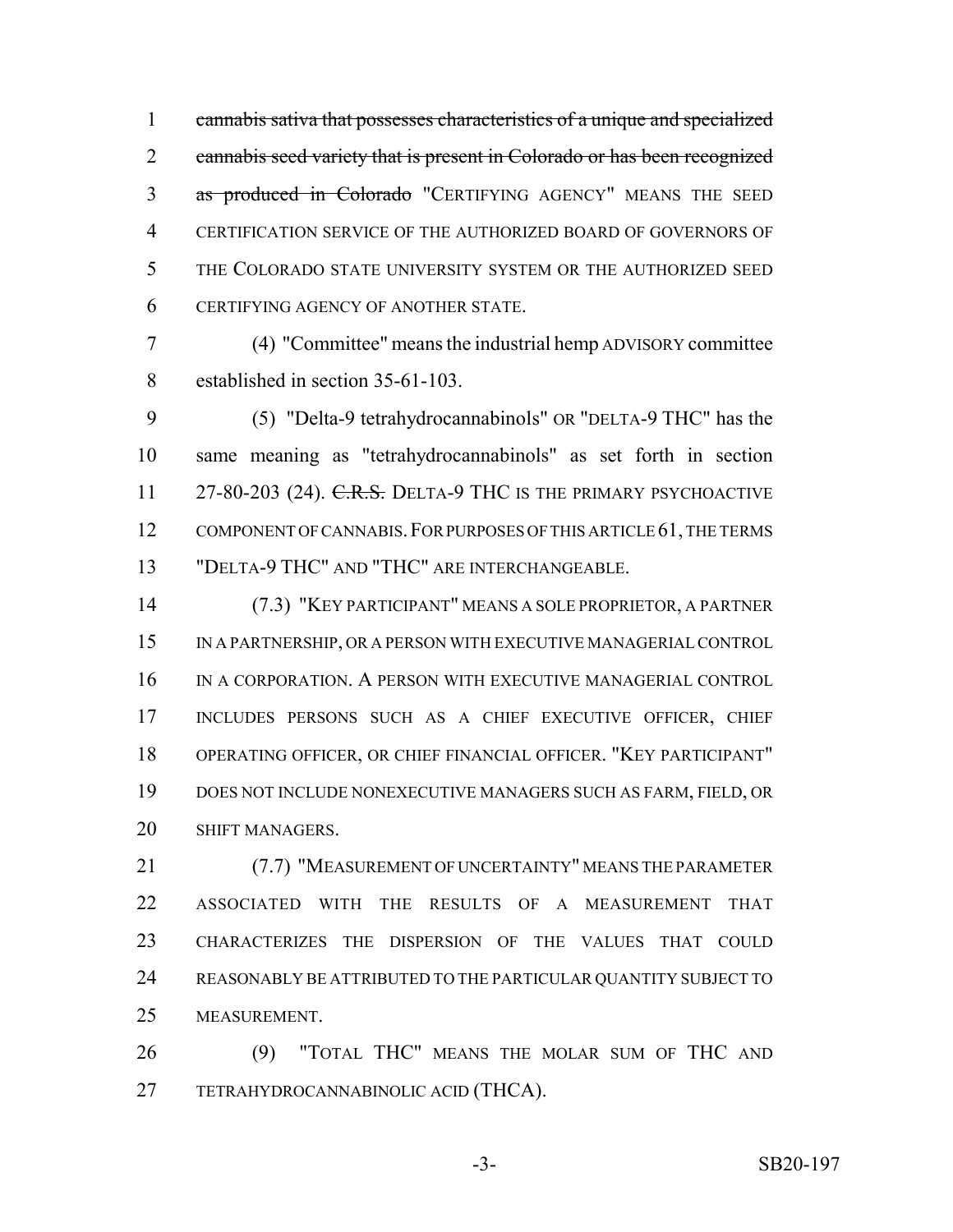~~cannabis sativa that possesses characteristics of a unique and specialized cannabis seed variety that is present in Colorado or has been recognized as produced in Colorado~~ "CERTIFYING AGENCY" MEANS THE SEED CERTIFICATION SERVICE OF THE AUTHORIZED BOARD OF GOVERNORS OF THE COLORADO STATE UNIVERSITY SYSTEM OR THE AUTHORIZED SEED CERTIFYING AGENCY OF ANOTHER STATE.

(4) "Committee" means the industrial hemp ADVISORY committee established in section 35-61-103.

(5) "Delta-9 tetrahydrocannabinols" OR "DELTA-9 THC" has the same meaning as "tetrahydrocannabinols" as set forth in section 27-80-203 (24). ~~C.R.S.~~ DELTA-9 THC IS THE PRIMARY PSYCHOACTIVE COMPONENT OF CANNABIS. FOR PURPOSES OF THIS ARTICLE 61, THE TERMS "DELTA-9 THC" AND "THC" ARE INTERCHANGEABLE.

(7.3) "KEY PARTICIPANT" MEANS A SOLE PROPRIETOR, A PARTNER IN A PARTNERSHIP, OR A PERSON WITH EXECUTIVE MANAGERIAL CONTROL IN A CORPORATION. A PERSON WITH EXECUTIVE MANAGERIAL CONTROL INCLUDES PERSONS SUCH AS A CHIEF EXECUTIVE OFFICER, CHIEF OPERATING OFFICER, OR CHIEF FINANCIAL OFFICER. "KEY PARTICIPANT" DOES NOT INCLUDE NONEXECUTIVE MANAGERS SUCH AS FARM, FIELD, OR SHIFT MANAGERS.

(7.7) "MEASUREMENT OF UNCERTAINTY" MEANS THE PARAMETER ASSOCIATED WITH THE RESULTS OF A MEASUREMENT THAT CHARACTERIZES THE DISPERSION OF THE VALUES THAT COULD REASONABLY BE ATTRIBUTED TO THE PARTICULAR QUANTITY SUBJECT TO MEASUREMENT.

(9) "TOTAL THC" MEANS THE MOLAR SUM OF THC AND TETRAHYDROCANNABINOLIC ACID (THCA).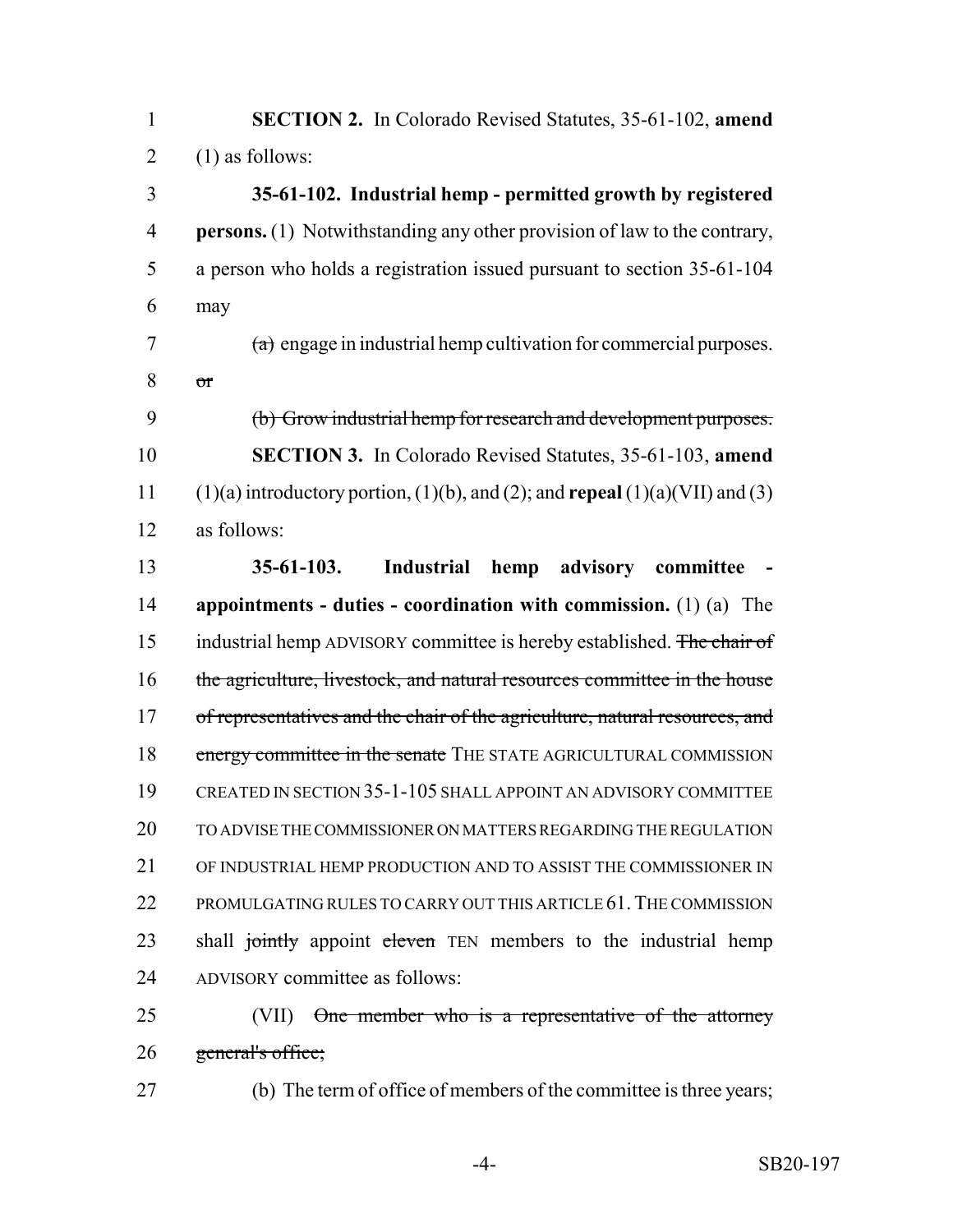**SECTION 2.** In Colorado Revised Statutes, 35-61-102, **amend** (1) as follows:

**35-61-102. Industrial hemp - permitted growth by registered persons.** (1) Notwithstanding any other provision of law to the contrary, a person who holds a registration issued pursuant to section 35-61-104 may

~~(a)~~ engage in industrial hemp cultivation for commercial purposes. ~~or~~

~~(b) Grow industrial hemp for research and development purposes.~~

**SECTION 3.** In Colorado Revised Statutes, 35-61-103, **amend** (1)(a) introductory portion, (1)(b), and (2); and **repeal** (1)(a)(VII) and (3) as follows:

**35-61-103. Industrial hemp advisory committee - appointments - duties - coordination with commission.** (1) (a) The industrial hemp ADVISORY committee is hereby established. ~~The chair of the agriculture, livestock, and natural resources committee in the house of representatives and the chair of the agriculture, natural resources, and energy committee in the senate~~ THE STATE AGRICULTURAL COMMISSION CREATED IN SECTION 35-1-105 SHALL APPOINT AN ADVISORY COMMITTEE TO ADVISE THE COMMISSIONER ON MATTERS REGARDING THE REGULATION OF INDUSTRIAL HEMP PRODUCTION AND TO ASSIST THE COMMISSIONER IN PROMULGATING RULES TO CARRY OUT THIS ARTICLE 61. THE COMMISSION shall ~~jointly~~ appoint ~~eleven~~ TEN members to the industrial hemp ADVISORY committee as follows:

(VII) ~~One member who is a representative of the attorney general's office;~~

(b) The term of office of members of the committee is three years;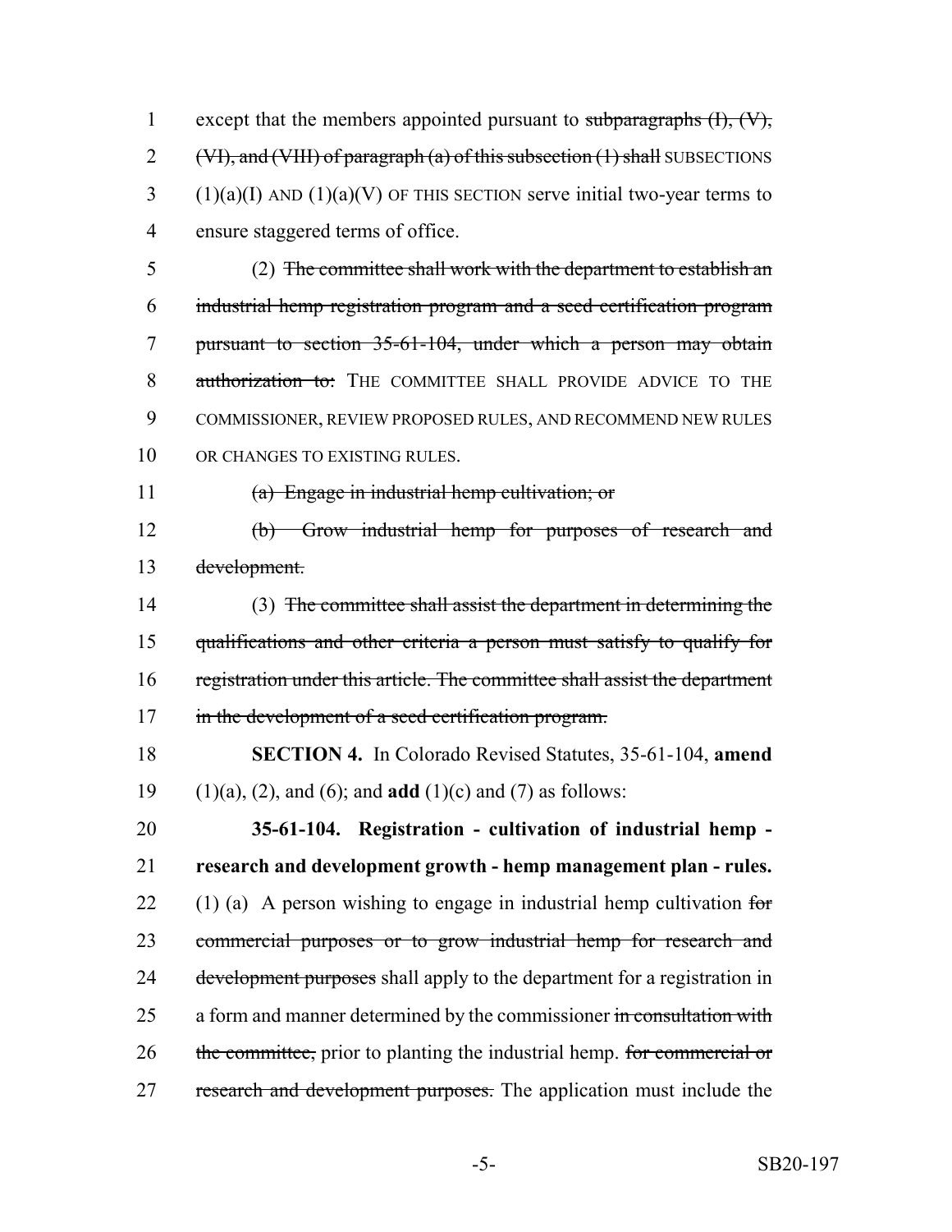except that the members appointed pursuant to ~~subparagraphs (I), (V), (VI), and (VIII) of paragraph (a) of this subsection (1) shall~~ SUBSECTIONS (1)(a)(I) AND (1)(a)(V) OF THIS SECTION serve initial two-year terms to ensure staggered terms of office.

(2) ~~The committee shall work with the department to establish an industrial hemp registration program and a seed certification program pursuant to section 35-61-104, under which a person may obtain authorization to:~~ THE COMMITTEE SHALL PROVIDE ADVICE TO THE COMMISSIONER, REVIEW PROPOSED RULES, AND RECOMMEND NEW RULES OR CHANGES TO EXISTING RULES.

~~(a) Engage in industrial hemp cultivation; or~~

~~(b) Grow industrial hemp for purposes of research and development.~~

(3) ~~The committee shall assist the department in determining the qualifications and other criteria a person must satisfy to qualify for registration under this article. The committee shall assist the department in the development of a seed certification program.~~

**SECTION 4.** In Colorado Revised Statutes, 35-61-104, **amend** (1)(a), (2), and (6); and **add** (1)(c) and (7) as follows:

**35-61-104. Registration - cultivation of industrial hemp - research and development growth - hemp management plan - rules.** (1) (a) A person wishing to engage in industrial hemp cultivation ~~for commercial purposes or to grow industrial hemp for research and development purposes~~ shall apply to the department for a registration in a form and manner determined by the commissioner ~~in consultation with the committee,~~ prior to planting the industrial hemp. ~~for commercial or research and development purposes.~~ The application must include the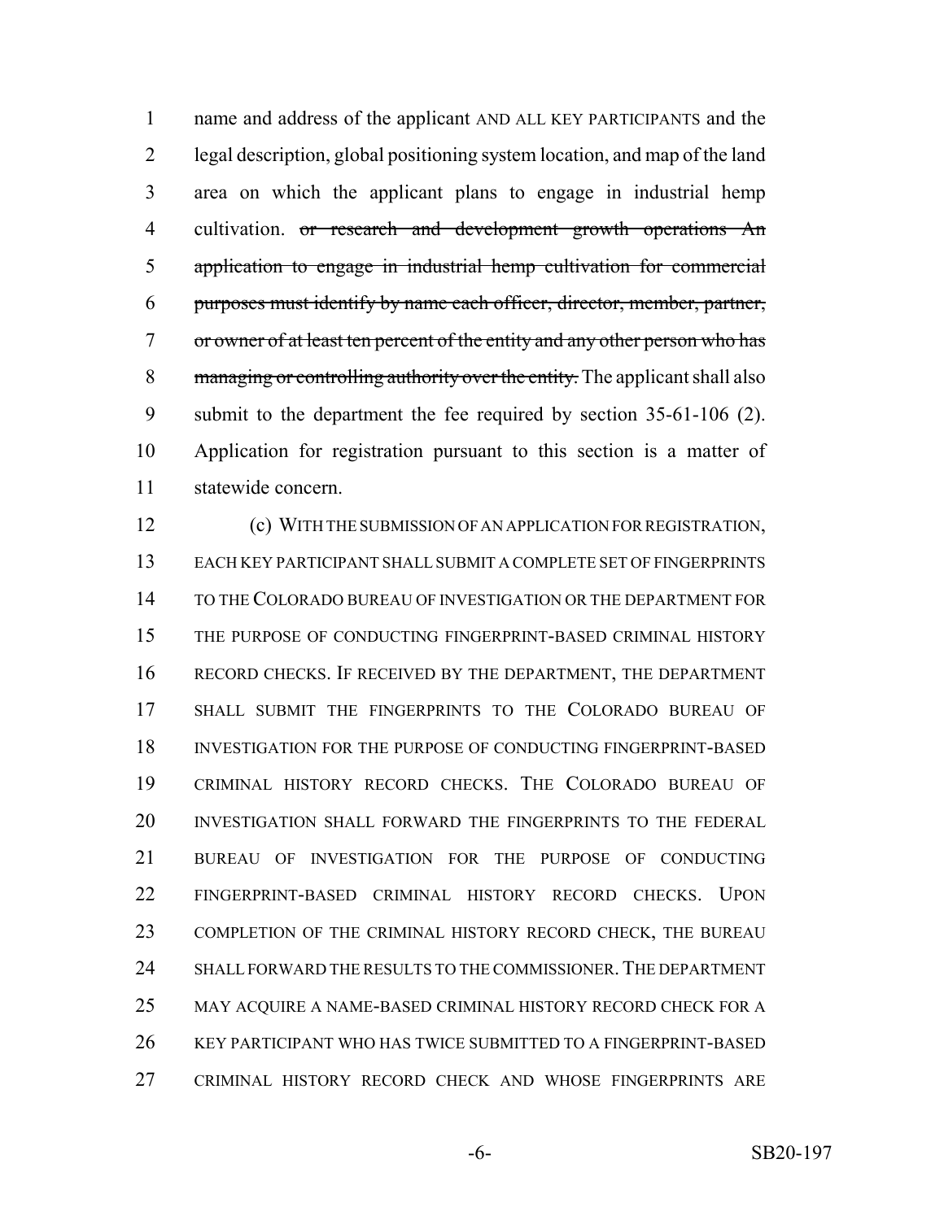name and address of the applicant AND ALL KEY PARTICIPANTS and the legal description, global positioning system location, and map of the land area on which the applicant plans to engage in industrial hemp cultivation. ~~or research and development growth operations An application to engage in industrial hemp cultivation for commercial purposes must identify by name each officer, director, member, partner, or owner of at least ten percent of the entity and any other person who has managing or controlling authority over the entity.~~ The applicant shall also submit to the department the fee required by section 35-61-106 (2). Application for registration pursuant to this section is a matter of statewide concern.

(c) WITH THE SUBMISSION OF AN APPLICATION FOR REGISTRATION, EACH KEY PARTICIPANT SHALL SUBMIT A COMPLETE SET OF FINGERPRINTS TO THE COLORADO BUREAU OF INVESTIGATION OR THE DEPARTMENT FOR THE PURPOSE OF CONDUCTING FINGERPRINT-BASED CRIMINAL HISTORY RECORD CHECKS. IF RECEIVED BY THE DEPARTMENT, THE DEPARTMENT SHALL SUBMIT THE FINGERPRINTS TO THE COLORADO BUREAU OF INVESTIGATION FOR THE PURPOSE OF CONDUCTING FINGERPRINT-BASED CRIMINAL HISTORY RECORD CHECKS. THE COLORADO BUREAU OF INVESTIGATION SHALL FORWARD THE FINGERPRINTS TO THE FEDERAL BUREAU OF INVESTIGATION FOR THE PURPOSE OF CONDUCTING FINGERPRINT-BASED CRIMINAL HISTORY RECORD CHECKS. UPON COMPLETION OF THE CRIMINAL HISTORY RECORD CHECK, THE BUREAU SHALL FORWARD THE RESULTS TO THE COMMISSIONER. THE DEPARTMENT MAY ACQUIRE A NAME-BASED CRIMINAL HISTORY RECORD CHECK FOR A KEY PARTICIPANT WHO HAS TWICE SUBMITTED TO A FINGERPRINT-BASED CRIMINAL HISTORY RECORD CHECK AND WHOSE FINGERPRINTS ARE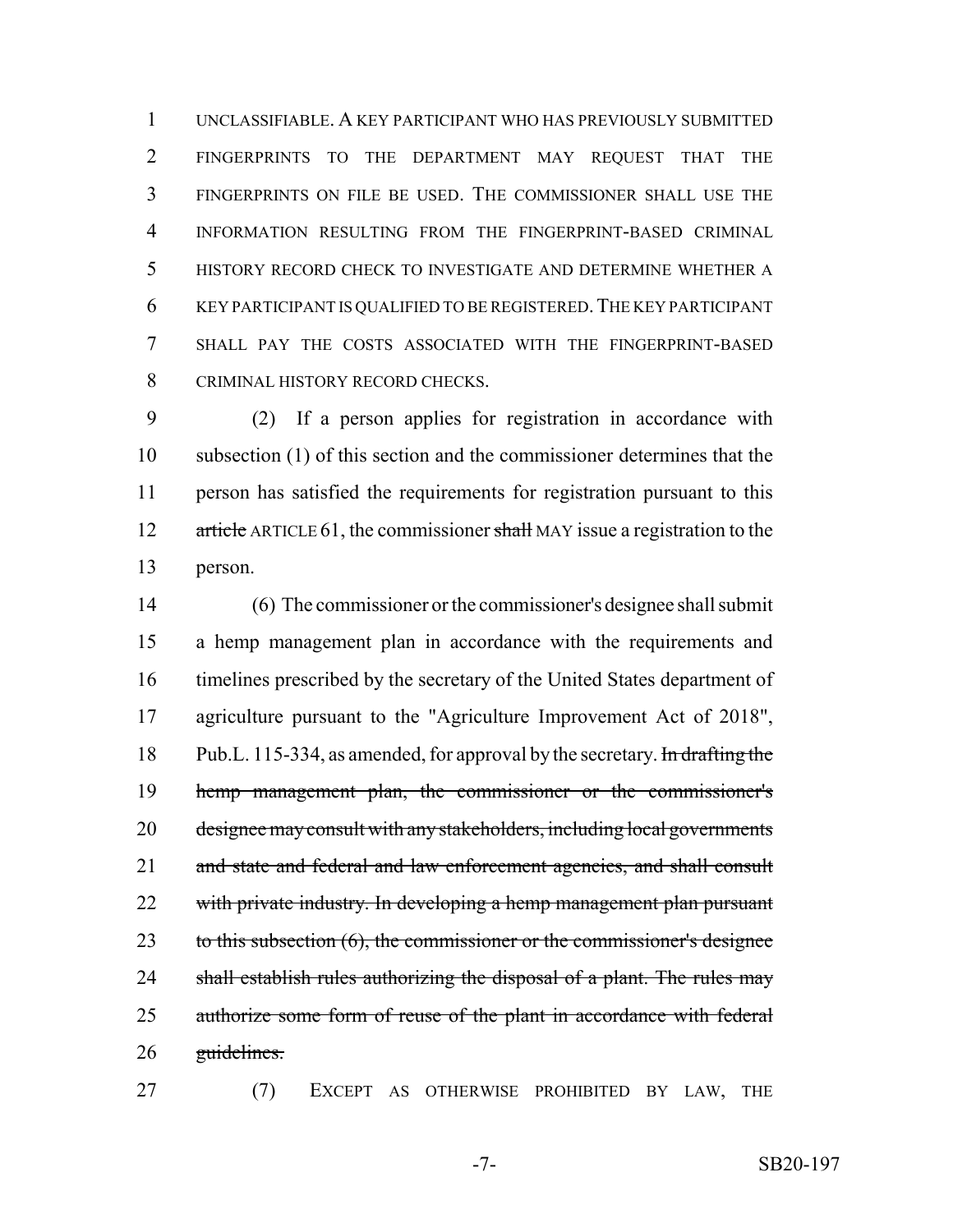UNCLASSIFIABLE. A KEY PARTICIPANT WHO HAS PREVIOUSLY SUBMITTED FINGERPRINTS TO THE DEPARTMENT MAY REQUEST THAT THE FINGERPRINTS ON FILE BE USED. THE COMMISSIONER SHALL USE THE INFORMATION RESULTING FROM THE FINGERPRINT-BASED CRIMINAL HISTORY RECORD CHECK TO INVESTIGATE AND DETERMINE WHETHER A KEY PARTICIPANT IS QUALIFIED TO BE REGISTERED. THE KEY PARTICIPANT SHALL PAY THE COSTS ASSOCIATED WITH THE FINGERPRINT-BASED CRIMINAL HISTORY RECORD CHECKS.

(2) If a person applies for registration in accordance with subsection (1) of this section and the commissioner determines that the person has satisfied the requirements for registration pursuant to this ~~article~~ ARTICLE 61, the commissioner ~~shall~~ MAY issue a registration to the person.

(6) The commissioner or the commissioner's designee shall submit a hemp management plan in accordance with the requirements and timelines prescribed by the secretary of the United States department of agriculture pursuant to the "Agriculture Improvement Act of 2018", Pub.L. 115-334, as amended, for approval by the secretary. ~~In drafting the hemp management plan, the commissioner or the commissioner's designee may consult with any stakeholders, including local governments and state and federal and law enforcement agencies, and shall consult with private industry. In developing a hemp management plan pursuant to this subsection (6), the commissioner or the commissioner's designee shall establish rules authorizing the disposal of a plant. The rules may authorize some form of reuse of the plant in accordance with federal guidelines.~~

(7) EXCEPT AS OTHERWISE PROHIBITED BY LAW, THE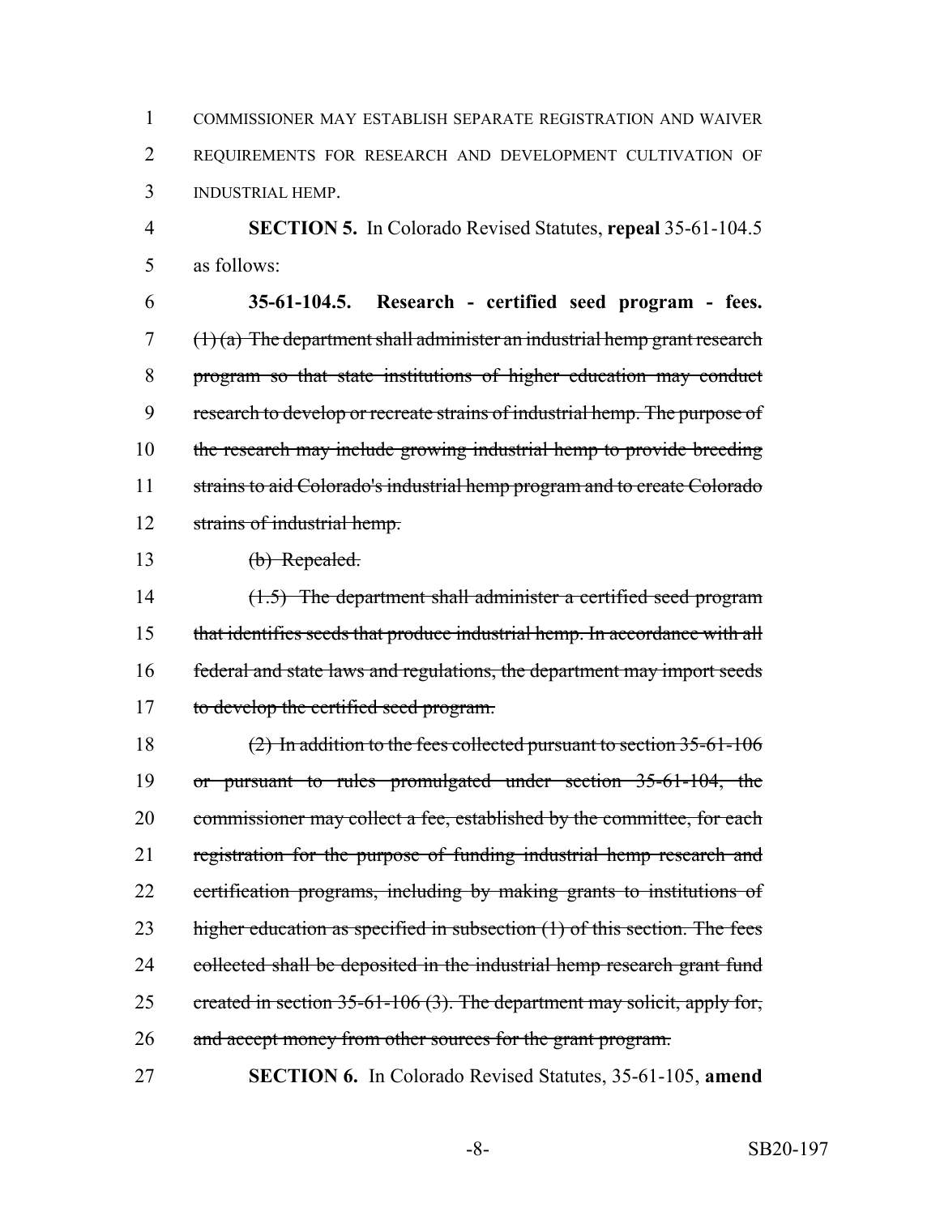COMMISSIONER MAY ESTABLISH SEPARATE REGISTRATION AND WAIVER REQUIREMENTS FOR RESEARCH AND DEVELOPMENT CULTIVATION OF INDUSTRIAL HEMP.

**SECTION 5.** In Colorado Revised Statutes, **repeal** 35-61-104.5 as follows:

**35-61-104.5. Research - certified seed program - fees.** ~~(1) (a) The department shall administer an industrial hemp grant research program so that state institutions of higher education may conduct research to develop or recreate strains of industrial hemp. The purpose of the research may include growing industrial hemp to provide breeding strains to aid Colorado's industrial hemp program and to create Colorado strains of industrial hemp.~~

~~(b) Repealed.~~

~~(1.5) The department shall administer a certified seed program that identifies seeds that produce industrial hemp. In accordance with all federal and state laws and regulations, the department may import seeds to develop the certified seed program.~~

~~(2) In addition to the fees collected pursuant to section 35-61-106 or pursuant to rules promulgated under section 35-61-104, the commissioner may collect a fee, established by the committee, for each registration for the purpose of funding industrial hemp research and certification programs, including by making grants to institutions of higher education as specified in subsection (1) of this section. The fees collected shall be deposited in the industrial hemp research grant fund created in section 35-61-106 (3). The department may solicit, apply for, and accept money from other sources for the grant program.~~

**SECTION 6.** In Colorado Revised Statutes, 35-61-105, **amend**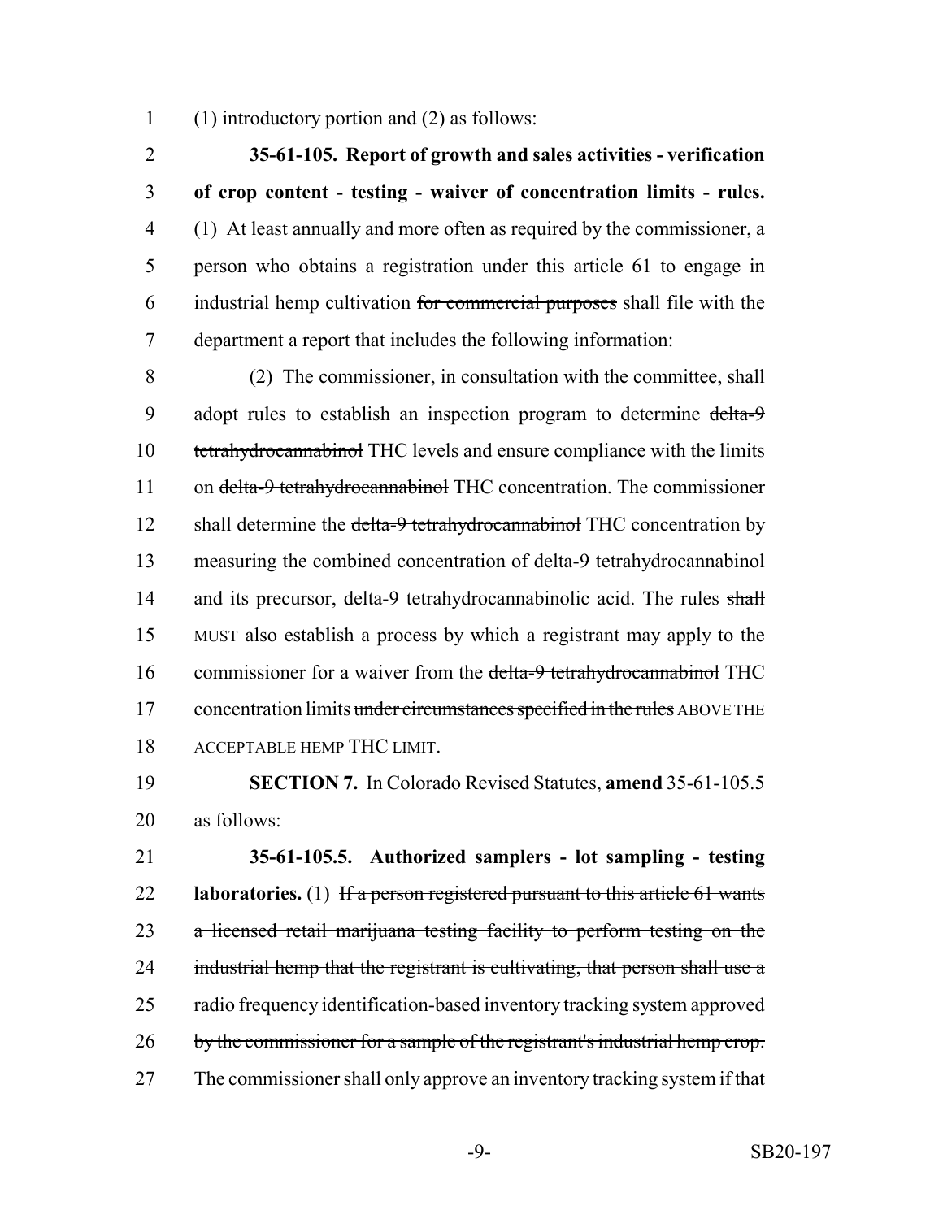(1) introductory portion and (2) as follows:

**35-61-105. Report of growth and sales activities - verification of crop content - testing - waiver of concentration limits - rules.** (1) At least annually and more often as required by the commissioner, a person who obtains a registration under this article 61 to engage in industrial hemp cultivation ~~for commercial purposes~~ shall file with the department a report that includes the following information:

(2) The commissioner, in consultation with the committee, shall adopt rules to establish an inspection program to determine ~~delta-9 tetrahydrocannabinol~~ THC levels and ensure compliance with the limits on ~~delta-9 tetrahydrocannabinol~~ THC concentration. The commissioner shall determine the ~~delta-9 tetrahydrocannabinol~~ THC concentration by measuring the combined concentration of delta-9 tetrahydrocannabinol and its precursor, delta-9 tetrahydrocannabinolic acid. The rules ~~shall~~ MUST also establish a process by which a registrant may apply to the commissioner for a waiver from the ~~delta-9 tetrahydrocannabinol~~ THC concentration limits ~~under circumstances specified in the rules~~ ABOVE THE ACCEPTABLE HEMP THC LIMIT.

**SECTION 7.** In Colorado Revised Statutes, **amend** 35-61-105.5 as follows:

**35-61-105.5. Authorized samplers - lot sampling - testing laboratories.** (1) ~~If a person registered pursuant to this article 61 wants a licensed retail marijuana testing facility to perform testing on the industrial hemp that the registrant is cultivating, that person shall use a radio frequency identification-based inventory tracking system approved by the commissioner for a sample of the registrant's industrial hemp crop. The commissioner shall only approve an inventory tracking system if that~~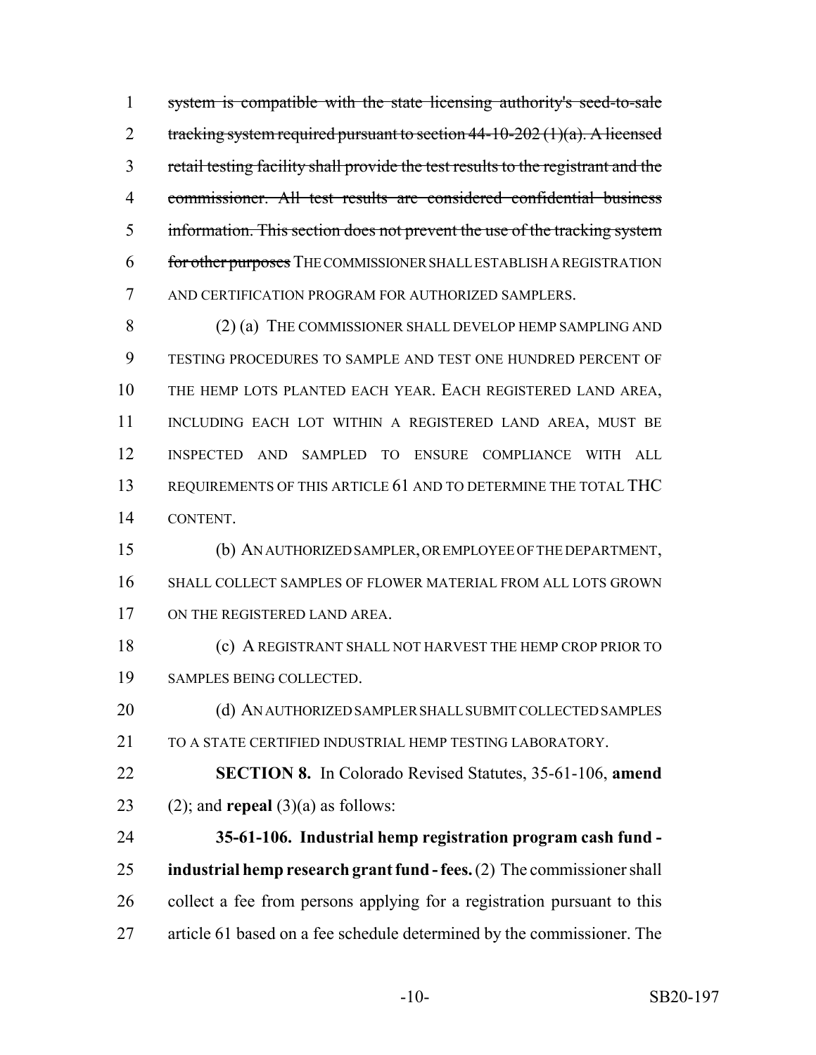~~system is compatible with the state licensing authority's seed-to-sale tracking system required pursuant to section 44-10-202 (1)(a). A licensed retail testing facility shall provide the test results to the registrant and the commissioner. All test results are considered confidential business information. This section does not prevent the use of the tracking system for other purposes~~ THE COMMISSIONER SHALL ESTABLISH A REGISTRATION AND CERTIFICATION PROGRAM FOR AUTHORIZED SAMPLERS.

(2) (a) THE COMMISSIONER SHALL DEVELOP HEMP SAMPLING AND TESTING PROCEDURES TO SAMPLE AND TEST ONE HUNDRED PERCENT OF THE HEMP LOTS PLANTED EACH YEAR. EACH REGISTERED LAND AREA, INCLUDING EACH LOT WITHIN A REGISTERED LAND AREA, MUST BE INSPECTED AND SAMPLED TO ENSURE COMPLIANCE WITH ALL REQUIREMENTS OF THIS ARTICLE 61 AND TO DETERMINE THE TOTAL THC CONTENT.

(b) AN AUTHORIZED SAMPLER, OR EMPLOYEE OF THE DEPARTMENT, SHALL COLLECT SAMPLES OF FLOWER MATERIAL FROM ALL LOTS GROWN ON THE REGISTERED LAND AREA.

(c) A REGISTRANT SHALL NOT HARVEST THE HEMP CROP PRIOR TO SAMPLES BEING COLLECTED.

(d) AN AUTHORIZED SAMPLER SHALL SUBMIT COLLECTED SAMPLES TO A STATE CERTIFIED INDUSTRIAL HEMP TESTING LABORATORY.

**SECTION 8.** In Colorado Revised Statutes, 35-61-106, **amend** (2); and **repeal** (3)(a) as follows:

**35-61-106. Industrial hemp registration program cash fund - industrial hemp research grant fund - fees.** (2) The commissioner shall collect a fee from persons applying for a registration pursuant to this article 61 based on a fee schedule determined by the commissioner. The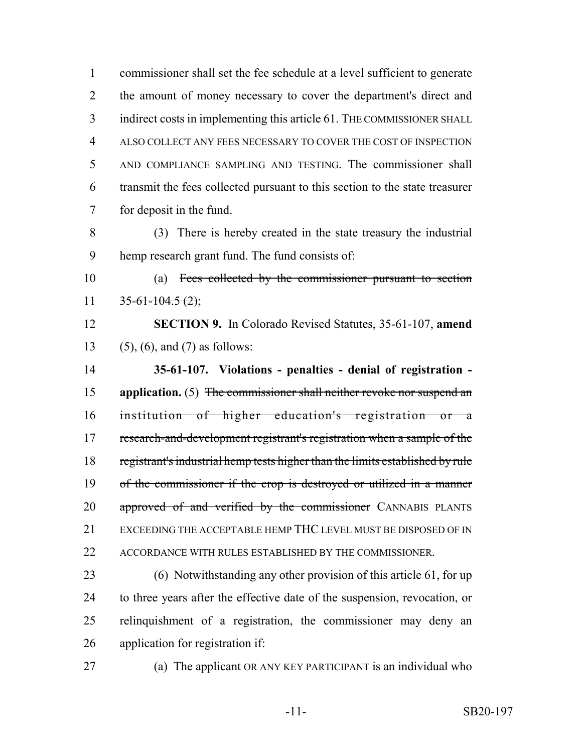commissioner shall set the fee schedule at a level sufficient to generate the amount of money necessary to cover the department's direct and indirect costs in implementing this article 61. THE COMMISSIONER SHALL ALSO COLLECT ANY FEES NECESSARY TO COVER THE COST OF INSPECTION AND COMPLIANCE SAMPLING AND TESTING. The commissioner shall transmit the fees collected pursuant to this section to the state treasurer for deposit in the fund.

(3) There is hereby created in the state treasury the industrial hemp research grant fund. The fund consists of:

(a) ~~Fees collected by the commissioner pursuant to section 35-61-104.5 (2);~~

**SECTION 9.** In Colorado Revised Statutes, 35-61-107, **amend** (5), (6), and (7) as follows:

**35-61-107. Violations - penalties - denial of registration - application.** (5) ~~The commissioner shall neither revoke nor suspend an institution of higher education's registration or a research-and-development registrant's registration when a sample of the registrant's industrial hemp tests higher than the limits established by rule of the commissioner if the crop is destroyed or utilized in a manner approved of and verified by the commissioner~~ CANNABIS PLANTS EXCEEDING THE ACCEPTABLE HEMP THC LEVEL MUST BE DISPOSED OF IN ACCORDANCE WITH RULES ESTABLISHED BY THE COMMISSIONER.

(6) Notwithstanding any other provision of this article 61, for up to three years after the effective date of the suspension, revocation, or relinquishment of a registration, the commissioner may deny an application for registration if:

(a) The applicant OR ANY KEY PARTICIPANT is an individual who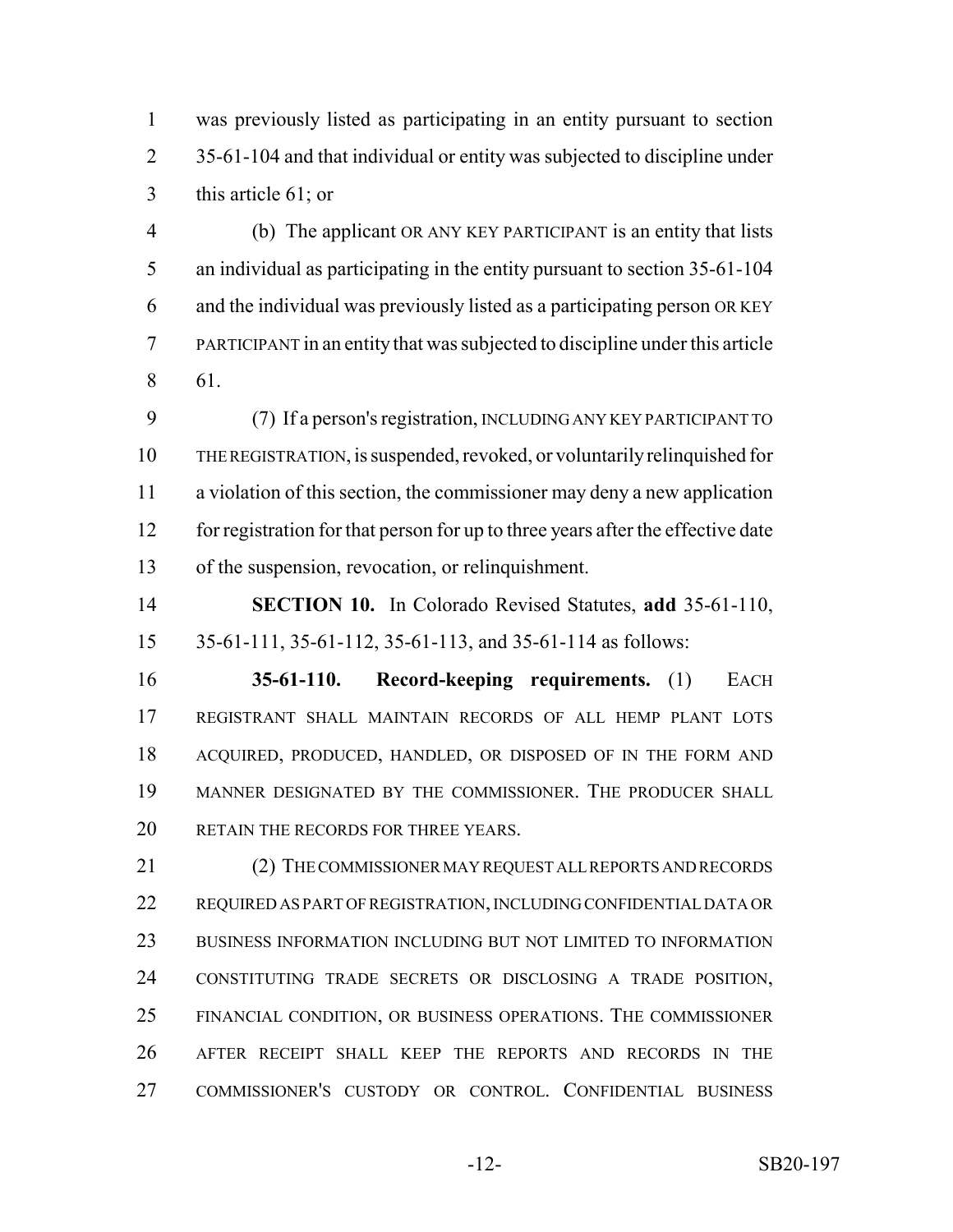was previously listed as participating in an entity pursuant to section 35-61-104 and that individual or entity was subjected to discipline under this article 61; or

(b) The applicant OR ANY KEY PARTICIPANT is an entity that lists an individual as participating in the entity pursuant to section 35-61-104 and the individual was previously listed as a participating person OR KEY PARTICIPANT in an entity that was subjected to discipline under this article 61.

(7) If a person's registration, INCLUDING ANY KEY PARTICIPANT TO THE REGISTRATION, is suspended, revoked, or voluntarily relinquished for a violation of this section, the commissioner may deny a new application for registration for that person for up to three years after the effective date of the suspension, revocation, or relinquishment.

**SECTION 10.** In Colorado Revised Statutes, **add** 35-61-110, 35-61-111, 35-61-112, 35-61-113, and 35-61-114 as follows:

**35-61-110. Record-keeping requirements.** (1) EACH REGISTRANT SHALL MAINTAIN RECORDS OF ALL HEMP PLANT LOTS ACQUIRED, PRODUCED, HANDLED, OR DISPOSED OF IN THE FORM AND MANNER DESIGNATED BY THE COMMISSIONER. THE PRODUCER SHALL RETAIN THE RECORDS FOR THREE YEARS.

(2) THE COMMISSIONER MAY REQUEST ALL REPORTS AND RECORDS REQUIRED AS PART OF REGISTRATION, INCLUDING CONFIDENTIAL DATA OR BUSINESS INFORMATION INCLUDING BUT NOT LIMITED TO INFORMATION CONSTITUTING TRADE SECRETS OR DISCLOSING A TRADE POSITION, FINANCIAL CONDITION, OR BUSINESS OPERATIONS. THE COMMISSIONER AFTER RECEIPT SHALL KEEP THE REPORTS AND RECORDS IN THE COMMISSIONER'S CUSTODY OR CONTROL. CONFIDENTIAL BUSINESS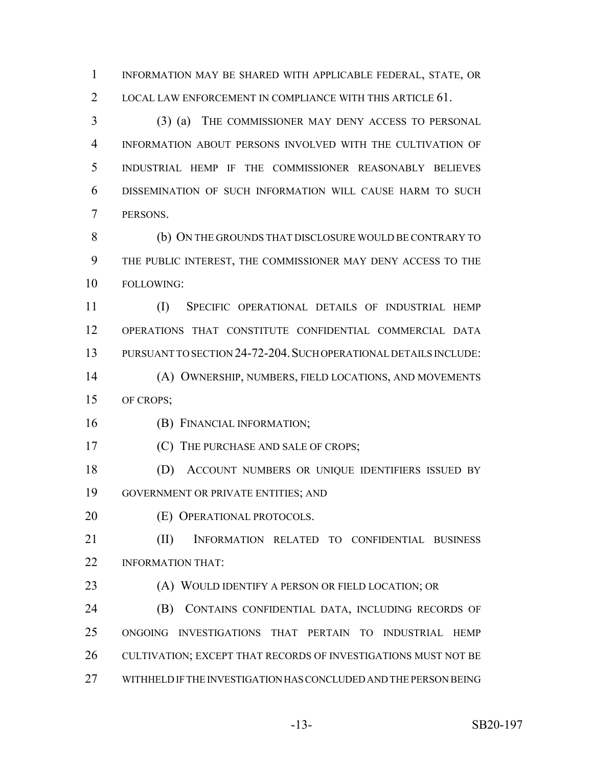INFORMATION MAY BE SHARED WITH APPLICABLE FEDERAL, STATE, OR LOCAL LAW ENFORCEMENT IN COMPLIANCE WITH THIS ARTICLE 61.

(3) (a) THE COMMISSIONER MAY DENY ACCESS TO PERSONAL INFORMATION ABOUT PERSONS INVOLVED WITH THE CULTIVATION OF INDUSTRIAL HEMP IF THE COMMISSIONER REASONABLY BELIEVES DISSEMINATION OF SUCH INFORMATION WILL CAUSE HARM TO SUCH PERSONS.

(b) ON THE GROUNDS THAT DISCLOSURE WOULD BE CONTRARY TO THE PUBLIC INTEREST, THE COMMISSIONER MAY DENY ACCESS TO THE FOLLOWING:

(I) SPECIFIC OPERATIONAL DETAILS OF INDUSTRIAL HEMP OPERATIONS THAT CONSTITUTE CONFIDENTIAL COMMERCIAL DATA PURSUANT TO SECTION 24-72-204. SUCH OPERATIONAL DETAILS INCLUDE:

(A) OWNERSHIP, NUMBERS, FIELD LOCATIONS, AND MOVEMENTS OF CROPS;

(B) FINANCIAL INFORMATION;

(C) THE PURCHASE AND SALE OF CROPS;

(D) ACCOUNT NUMBERS OR UNIQUE IDENTIFIERS ISSUED BY GOVERNMENT OR PRIVATE ENTITIES; AND

(E) OPERATIONAL PROTOCOLS.

(II) INFORMATION RELATED TO CONFIDENTIAL BUSINESS INFORMATION THAT:

(A) WOULD IDENTIFY A PERSON OR FIELD LOCATION; OR

(B) CONTAINS CONFIDENTIAL DATA, INCLUDING RECORDS OF ONGOING INVESTIGATIONS THAT PERTAIN TO INDUSTRIAL HEMP CULTIVATION; EXCEPT THAT RECORDS OF INVESTIGATIONS MUST NOT BE WITHHELD IF THE INVESTIGATION HAS CONCLUDED AND THE PERSON BEING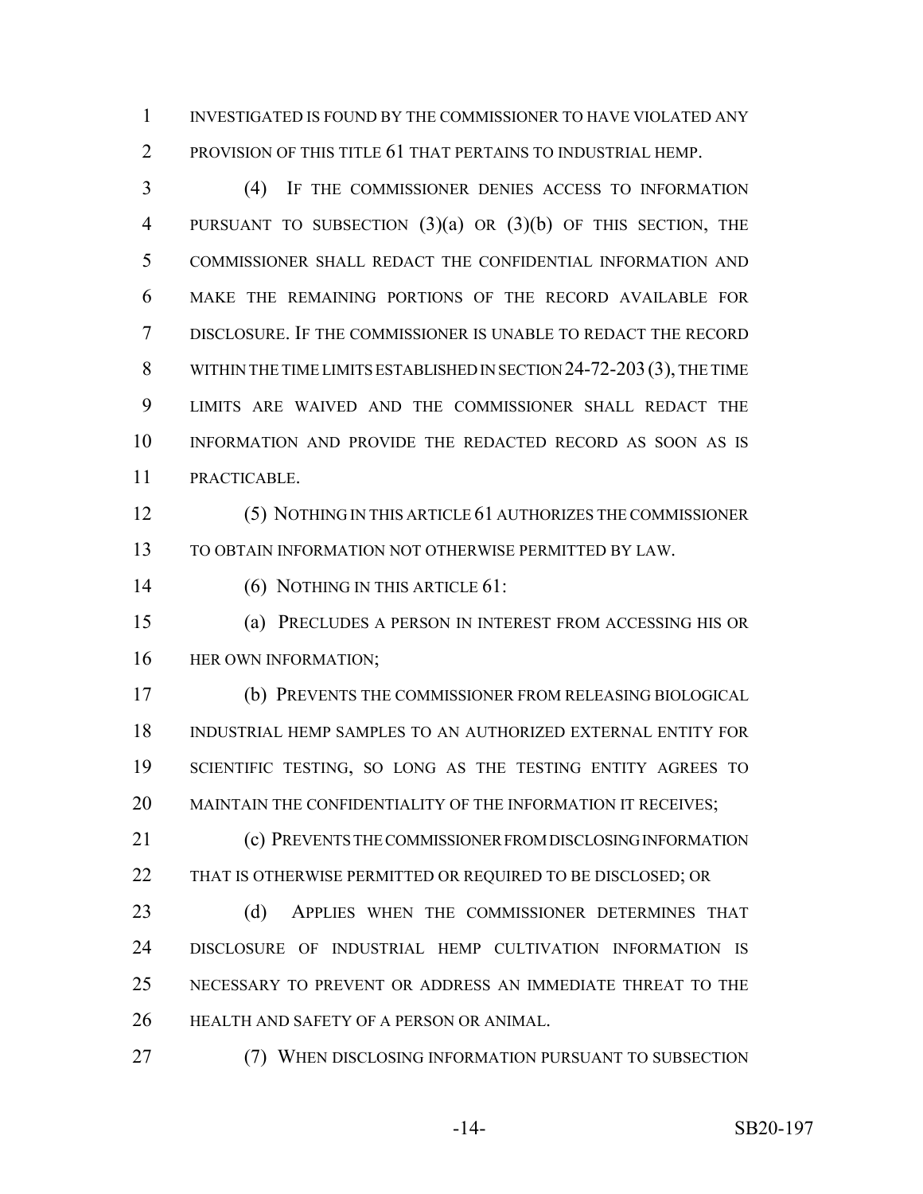INVESTIGATED IS FOUND BY THE COMMISSIONER TO HAVE VIOLATED ANY PROVISION OF THIS TITLE 61 THAT PERTAINS TO INDUSTRIAL HEMP.

(4) IF THE COMMISSIONER DENIES ACCESS TO INFORMATION PURSUANT TO SUBSECTION (3)(a) OR (3)(b) OF THIS SECTION, THE COMMISSIONER SHALL REDACT THE CONFIDENTIAL INFORMATION AND MAKE THE REMAINING PORTIONS OF THE RECORD AVAILABLE FOR DISCLOSURE. IF THE COMMISSIONER IS UNABLE TO REDACT THE RECORD WITHIN THE TIME LIMITS ESTABLISHED IN SECTION 24-72-203 (3), THE TIME LIMITS ARE WAIVED AND THE COMMISSIONER SHALL REDACT THE INFORMATION AND PROVIDE THE REDACTED RECORD AS SOON AS IS PRACTICABLE.

(5) NOTHING IN THIS ARTICLE 61 AUTHORIZES THE COMMISSIONER TO OBTAIN INFORMATION NOT OTHERWISE PERMITTED BY LAW.

(6) NOTHING IN THIS ARTICLE 61:

(a) PRECLUDES A PERSON IN INTEREST FROM ACCESSING HIS OR HER OWN INFORMATION;

(b) PREVENTS THE COMMISSIONER FROM RELEASING BIOLOGICAL INDUSTRIAL HEMP SAMPLES TO AN AUTHORIZED EXTERNAL ENTITY FOR SCIENTIFIC TESTING, SO LONG AS THE TESTING ENTITY AGREES TO MAINTAIN THE CONFIDENTIALITY OF THE INFORMATION IT RECEIVES;

(c) PREVENTS THE COMMISSIONER FROM DISCLOSING INFORMATION THAT IS OTHERWISE PERMITTED OR REQUIRED TO BE DISCLOSED; OR

(d) APPLIES WHEN THE COMMISSIONER DETERMINES THAT DISCLOSURE OF INDUSTRIAL HEMP CULTIVATION INFORMATION IS NECESSARY TO PREVENT OR ADDRESS AN IMMEDIATE THREAT TO THE HEALTH AND SAFETY OF A PERSON OR ANIMAL.

(7) WHEN DISCLOSING INFORMATION PURSUANT TO SUBSECTION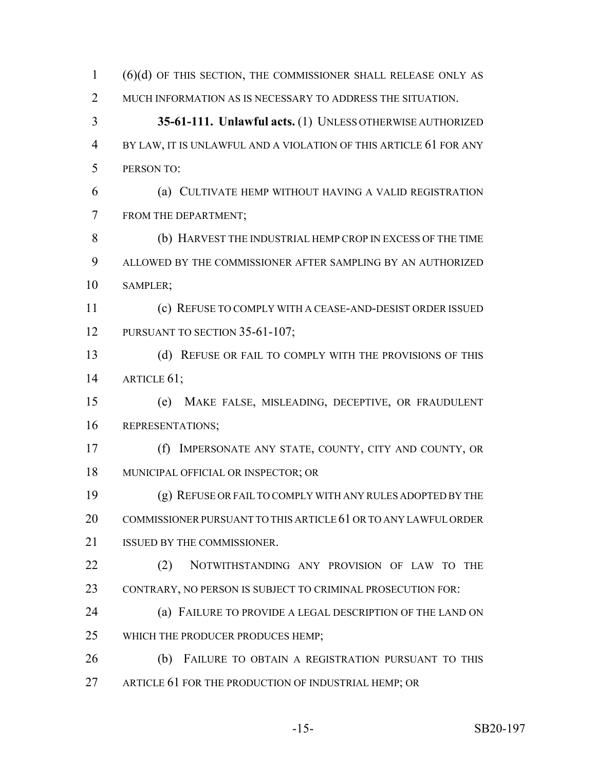(6)(d) OF THIS SECTION, THE COMMISSIONER SHALL RELEASE ONLY AS MUCH INFORMATION AS IS NECESSARY TO ADDRESS THE SITUATION.

**35-61-111. Unlawful acts.** (1) UNLESS OTHERWISE AUTHORIZED BY LAW, IT IS UNLAWFUL AND A VIOLATION OF THIS ARTICLE 61 FOR ANY PERSON TO:

(a) CULTIVATE HEMP WITHOUT HAVING A VALID REGISTRATION FROM THE DEPARTMENT;

(b) HARVEST THE INDUSTRIAL HEMP CROP IN EXCESS OF THE TIME ALLOWED BY THE COMMISSIONER AFTER SAMPLING BY AN AUTHORIZED SAMPLER;

(c) REFUSE TO COMPLY WITH A CEASE-AND-DESIST ORDER ISSUED PURSUANT TO SECTION 35-61-107;

(d) REFUSE OR FAIL TO COMPLY WITH THE PROVISIONS OF THIS ARTICLE 61;

(e) MAKE FALSE, MISLEADING, DECEPTIVE, OR FRAUDULENT REPRESENTATIONS;

(f) IMPERSONATE ANY STATE, COUNTY, CITY AND COUNTY, OR MUNICIPAL OFFICIAL OR INSPECTOR; OR

(g) REFUSE OR FAIL TO COMPLY WITH ANY RULES ADOPTED BY THE COMMISSIONER PURSUANT TO THIS ARTICLE 61 OR TO ANY LAWFUL ORDER ISSUED BY THE COMMISSIONER.

(2) NOTWITHSTANDING ANY PROVISION OF LAW TO THE CONTRARY, NO PERSON IS SUBJECT TO CRIMINAL PROSECUTION FOR:

(a) FAILURE TO PROVIDE A LEGAL DESCRIPTION OF THE LAND ON WHICH THE PRODUCER PRODUCES HEMP;

(b) FAILURE TO OBTAIN A REGISTRATION PURSUANT TO THIS ARTICLE 61 FOR THE PRODUCTION OF INDUSTRIAL HEMP; OR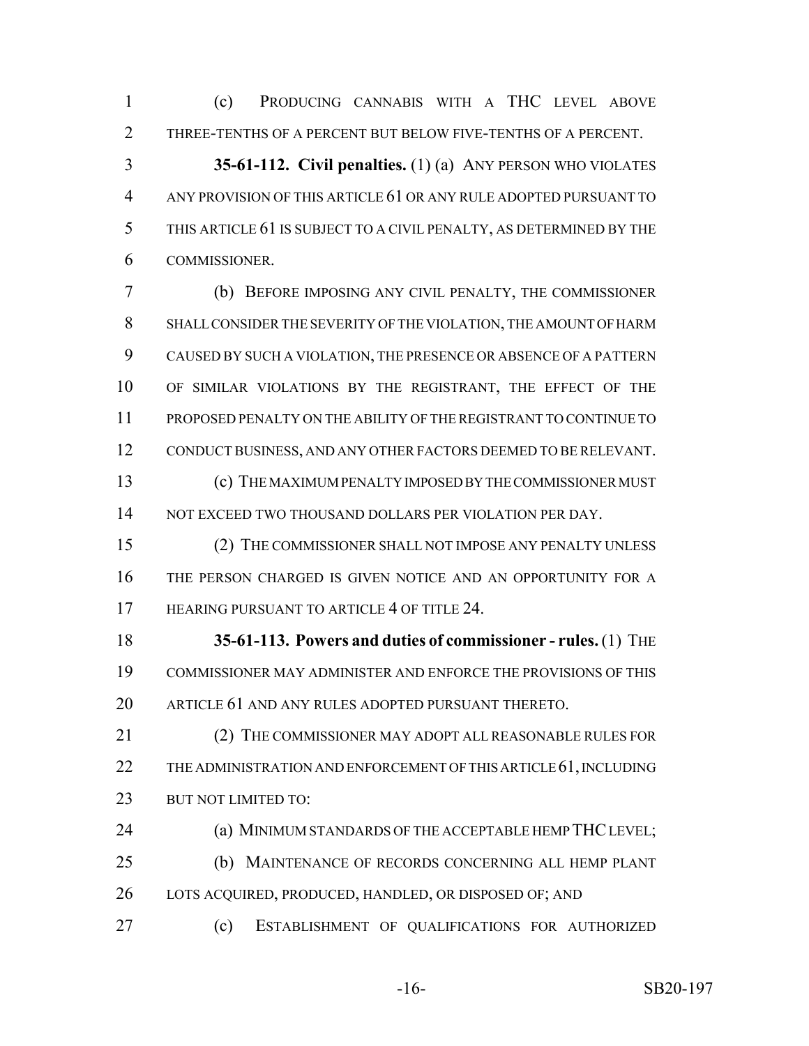(c) PRODUCING CANNABIS WITH A THC LEVEL ABOVE THREE-TENTHS OF A PERCENT BUT BELOW FIVE-TENTHS OF A PERCENT.

**35-61-112. Civil penalties.** (1) (a) ANY PERSON WHO VIOLATES ANY PROVISION OF THIS ARTICLE 61 OR ANY RULE ADOPTED PURSUANT TO THIS ARTICLE 61 IS SUBJECT TO A CIVIL PENALTY, AS DETERMINED BY THE COMMISSIONER.

(b) BEFORE IMPOSING ANY CIVIL PENALTY, THE COMMISSIONER SHALL CONSIDER THE SEVERITY OF THE VIOLATION, THE AMOUNT OF HARM CAUSED BY SUCH A VIOLATION, THE PRESENCE OR ABSENCE OF A PATTERN OF SIMILAR VIOLATIONS BY THE REGISTRANT, THE EFFECT OF THE PROPOSED PENALTY ON THE ABILITY OF THE REGISTRANT TO CONTINUE TO CONDUCT BUSINESS, AND ANY OTHER FACTORS DEEMED TO BE RELEVANT.

(c) THE MAXIMUM PENALTY IMPOSED BY THE COMMISSIONER MUST NOT EXCEED TWO THOUSAND DOLLARS PER VIOLATION PER DAY.

(2) THE COMMISSIONER SHALL NOT IMPOSE ANY PENALTY UNLESS THE PERSON CHARGED IS GIVEN NOTICE AND AN OPPORTUNITY FOR A HEARING PURSUANT TO ARTICLE 4 OF TITLE 24.

**35-61-113. Powers and duties of commissioner - rules.** (1) THE COMMISSIONER MAY ADMINISTER AND ENFORCE THE PROVISIONS OF THIS ARTICLE 61 AND ANY RULES ADOPTED PURSUANT THERETO.

(2) THE COMMISSIONER MAY ADOPT ALL REASONABLE RULES FOR THE ADMINISTRATION AND ENFORCEMENT OF THIS ARTICLE 61, INCLUDING BUT NOT LIMITED TO:

(a) MINIMUM STANDARDS OF THE ACCEPTABLE HEMP THC LEVEL;

(b) MAINTENANCE OF RECORDS CONCERNING ALL HEMP PLANT LOTS ACQUIRED, PRODUCED, HANDLED, OR DISPOSED OF; AND

(c) ESTABLISHMENT OF QUALIFICATIONS FOR AUTHORIZED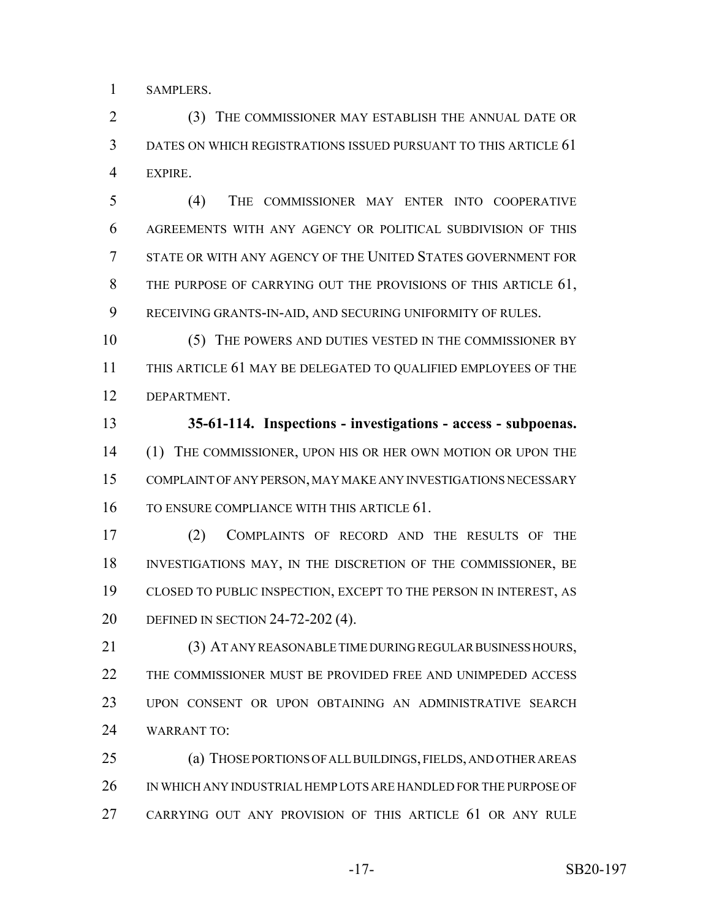SAMPLERS.

(3) THE COMMISSIONER MAY ESTABLISH THE ANNUAL DATE OR DATES ON WHICH REGISTRATIONS ISSUED PURSUANT TO THIS ARTICLE 61 EXPIRE.

(4) THE COMMISSIONER MAY ENTER INTO COOPERATIVE AGREEMENTS WITH ANY AGENCY OR POLITICAL SUBDIVISION OF THIS STATE OR WITH ANY AGENCY OF THE UNITED STATES GOVERNMENT FOR THE PURPOSE OF CARRYING OUT THE PROVISIONS OF THIS ARTICLE 61, RECEIVING GRANTS-IN-AID, AND SECURING UNIFORMITY OF RULES.

(5) THE POWERS AND DUTIES VESTED IN THE COMMISSIONER BY THIS ARTICLE 61 MAY BE DELEGATED TO QUALIFIED EMPLOYEES OF THE DEPARTMENT.

**35-61-114. Inspections - investigations - access - subpoenas.** (1) THE COMMISSIONER, UPON HIS OR HER OWN MOTION OR UPON THE COMPLAINT OF ANY PERSON, MAY MAKE ANY INVESTIGATIONS NECESSARY TO ENSURE COMPLIANCE WITH THIS ARTICLE 61.

(2) COMPLAINTS OF RECORD AND THE RESULTS OF THE INVESTIGATIONS MAY, IN THE DISCRETION OF THE COMMISSIONER, BE CLOSED TO PUBLIC INSPECTION, EXCEPT TO THE PERSON IN INTEREST, AS DEFINED IN SECTION 24-72-202 (4).

(3) AT ANY REASONABLE TIME DURING REGULAR BUSINESS HOURS, THE COMMISSIONER MUST BE PROVIDED FREE AND UNIMPEDED ACCESS UPON CONSENT OR UPON OBTAINING AN ADMINISTRATIVE SEARCH WARRANT TO:

(a) THOSE PORTIONS OF ALL BUILDINGS, FIELDS, AND OTHER AREAS IN WHICH ANY INDUSTRIAL HEMP LOTS ARE HANDLED FOR THE PURPOSE OF CARRYING OUT ANY PROVISION OF THIS ARTICLE 61 OR ANY RULE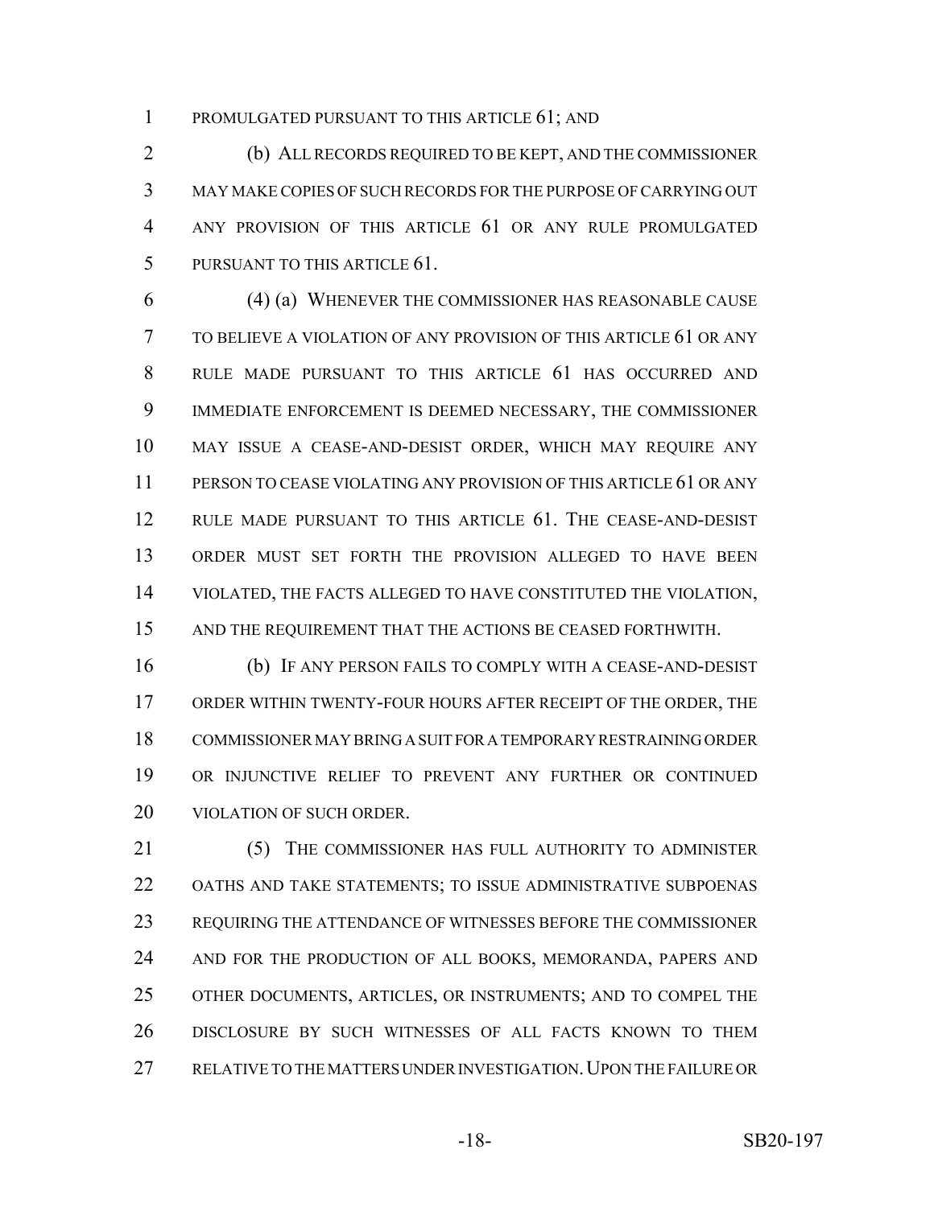PROMULGATED PURSUANT TO THIS ARTICLE 61; AND

(b) ALL RECORDS REQUIRED TO BE KEPT, AND THE COMMISSIONER MAY MAKE COPIES OF SUCH RECORDS FOR THE PURPOSE OF CARRYING OUT ANY PROVISION OF THIS ARTICLE 61 OR ANY RULE PROMULGATED PURSUANT TO THIS ARTICLE 61.

(4) (a) WHENEVER THE COMMISSIONER HAS REASONABLE CAUSE TO BELIEVE A VIOLATION OF ANY PROVISION OF THIS ARTICLE 61 OR ANY RULE MADE PURSUANT TO THIS ARTICLE 61 HAS OCCURRED AND IMMEDIATE ENFORCEMENT IS DEEMED NECESSARY, THE COMMISSIONER MAY ISSUE A CEASE-AND-DESIST ORDER, WHICH MAY REQUIRE ANY PERSON TO CEASE VIOLATING ANY PROVISION OF THIS ARTICLE 61 OR ANY RULE MADE PURSUANT TO THIS ARTICLE 61. THE CEASE-AND-DESIST ORDER MUST SET FORTH THE PROVISION ALLEGED TO HAVE BEEN VIOLATED, THE FACTS ALLEGED TO HAVE CONSTITUTED THE VIOLATION, AND THE REQUIREMENT THAT THE ACTIONS BE CEASED FORTHWITH.

(b) IF ANY PERSON FAILS TO COMPLY WITH A CEASE-AND-DESIST ORDER WITHIN TWENTY-FOUR HOURS AFTER RECEIPT OF THE ORDER, THE COMMISSIONER MAY BRING A SUIT FOR A TEMPORARY RESTRAINING ORDER OR INJUNCTIVE RELIEF TO PREVENT ANY FURTHER OR CONTINUED VIOLATION OF SUCH ORDER.

(5) THE COMMISSIONER HAS FULL AUTHORITY TO ADMINISTER OATHS AND TAKE STATEMENTS; TO ISSUE ADMINISTRATIVE SUBPOENAS REQUIRING THE ATTENDANCE OF WITNESSES BEFORE THE COMMISSIONER AND FOR THE PRODUCTION OF ALL BOOKS, MEMORANDA, PAPERS AND OTHER DOCUMENTS, ARTICLES, OR INSTRUMENTS; AND TO COMPEL THE DISCLOSURE BY SUCH WITNESSES OF ALL FACTS KNOWN TO THEM RELATIVE TO THE MATTERS UNDER INVESTIGATION. UPON THE FAILURE OR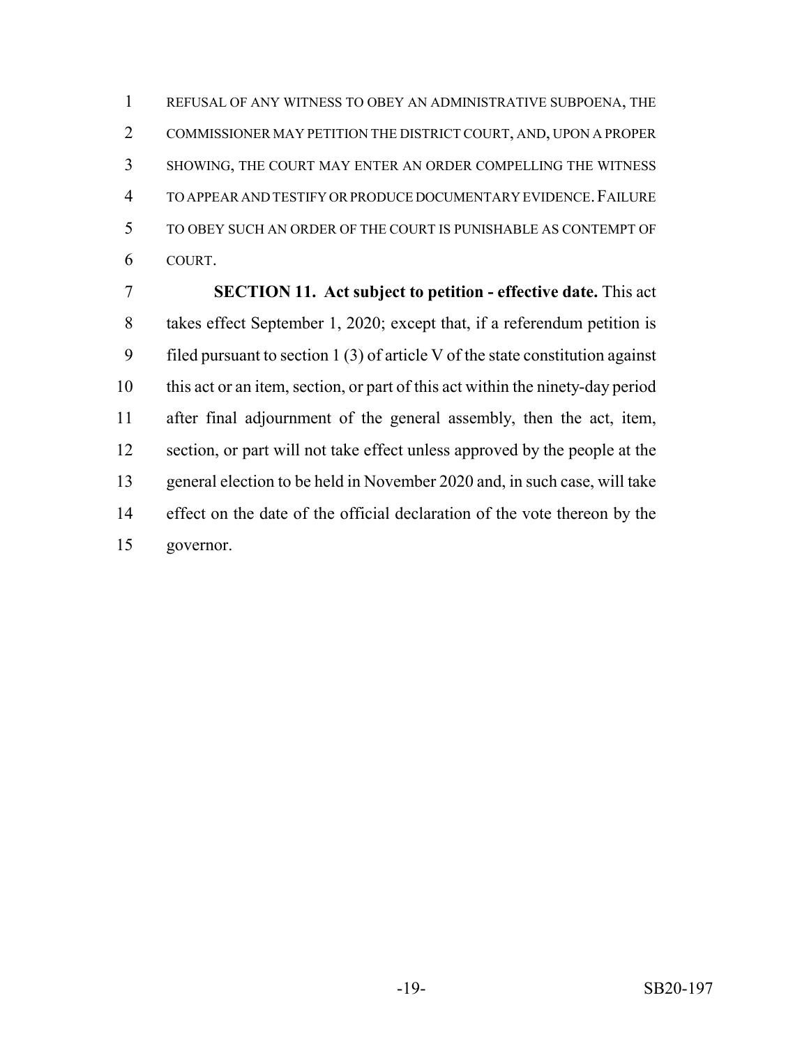REFUSAL OF ANY WITNESS TO OBEY AN ADMINISTRATIVE SUBPOENA, THE COMMISSIONER MAY PETITION THE DISTRICT COURT, AND, UPON A PROPER SHOWING, THE COURT MAY ENTER AN ORDER COMPELLING THE WITNESS TO APPEAR AND TESTIFY OR PRODUCE DOCUMENTARY EVIDENCE. FAILURE TO OBEY SUCH AN ORDER OF THE COURT IS PUNISHABLE AS CONTEMPT OF COURT.

**SECTION 11. Act subject to petition - effective date.** This act takes effect September 1, 2020; except that, if a referendum petition is filed pursuant to section 1 (3) of article V of the state constitution against this act or an item, section, or part of this act within the ninety-day period after final adjournment of the general assembly, then the act, item, section, or part will not take effect unless approved by the people at the general election to be held in November 2020 and, in such case, will take effect on the date of the official declaration of the vote thereon by the governor.